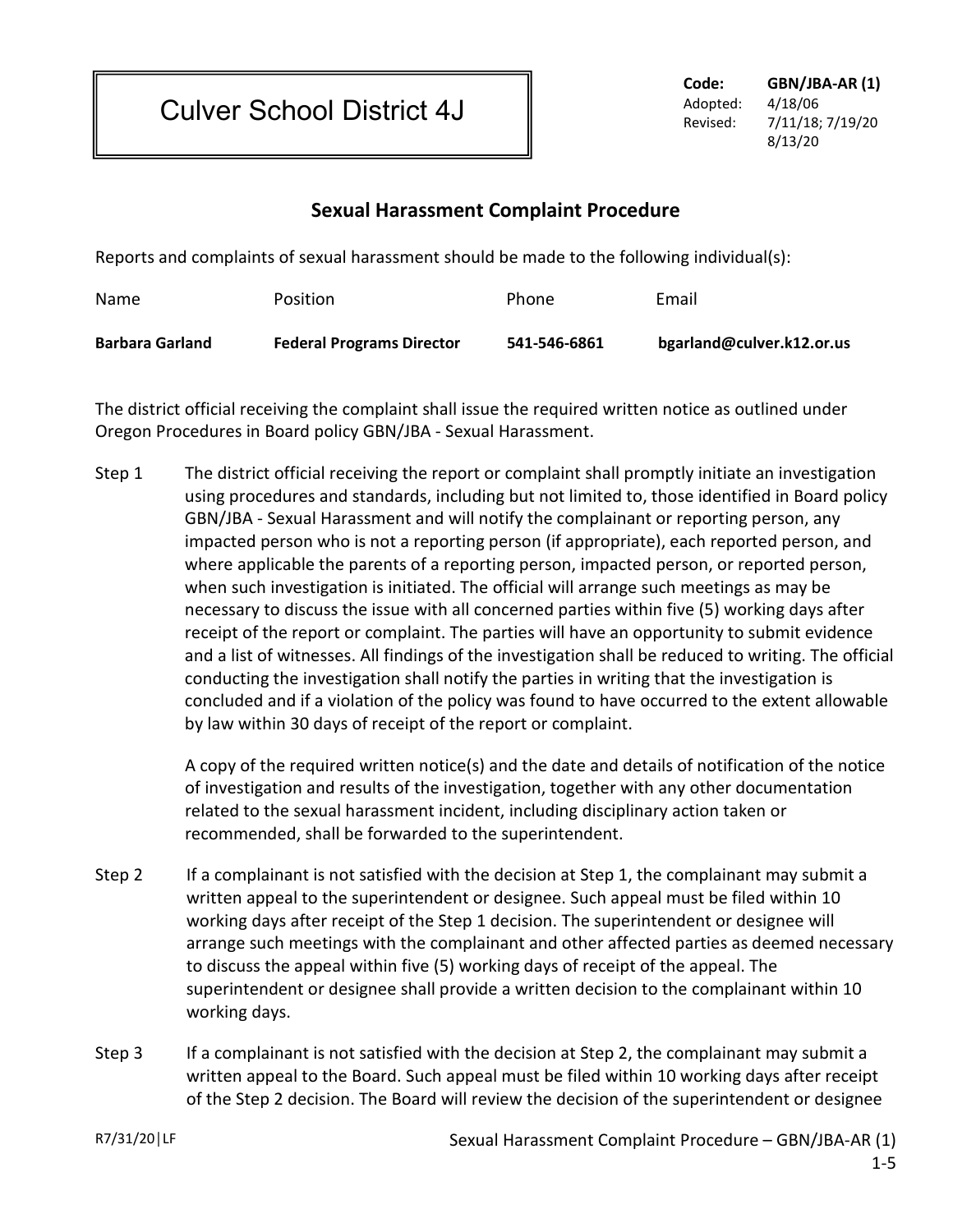# Culver School District 4J

**Code:** **GBN/JBA-AR (1)**
Adopted: 4/18/06
Revised: 7/11/18; 7/19/20
8/13/20

## Sexual Harassment Complaint Procedure

Reports and complaints of sexual harassment should be made to the following individual(s):

| Name | Position | Phone | Email |
| --- | --- | --- | --- |
| **Barbara Garland** | **Federal Programs Director** | **541-546-6861** | **bgarland@culver.k12.or.us** |

The district official receiving the complaint shall issue the required written notice as outlined under Oregon Procedures in Board policy GBN/JBA - Sexual Harassment.

Step 1 The district official receiving the report or complaint shall promptly initiate an investigation using procedures and standards, including but not limited to, those identified in Board policy GBN/JBA - Sexual Harassment and will notify the complainant or reporting person, any impacted person who is not a reporting person (if appropriate), each reported person, and where applicable the parents of a reporting person, impacted person, or reported person, when such investigation is initiated. The official will arrange such meetings as may be necessary to discuss the issue with all concerned parties within five (5) working days after receipt of the report or complaint. The parties will have an opportunity to submit evidence and a list of witnesses. All findings of the investigation shall be reduced to writing. The official conducting the investigation shall notify the parties in writing that the investigation is concluded and if a violation of the policy was found to have occurred to the extent allowable by law within 30 days of receipt of the report or complaint.

A copy of the required written notice(s) and the date and details of notification of the notice of investigation and results of the investigation, together with any other documentation related to the sexual harassment incident, including disciplinary action taken or recommended, shall be forwarded to the superintendent.

Step 2 If a complainant is not satisfied with the decision at Step 1, the complainant may submit a written appeal to the superintendent or designee. Such appeal must be filed within 10 working days after receipt of the Step 1 decision. The superintendent or designee will arrange such meetings with the complainant and other affected parties as deemed necessary to discuss the appeal within five (5) working days of receipt of the appeal. The superintendent or designee shall provide a written decision to the complainant within 10 working days.

Step 3 If a complainant is not satisfied with the decision at Step 2, the complainant may submit a written appeal to the Board. Such appeal must be filed within 10 working days after receipt of the Step 2 decision. The Board will review the decision of the superintendent or designee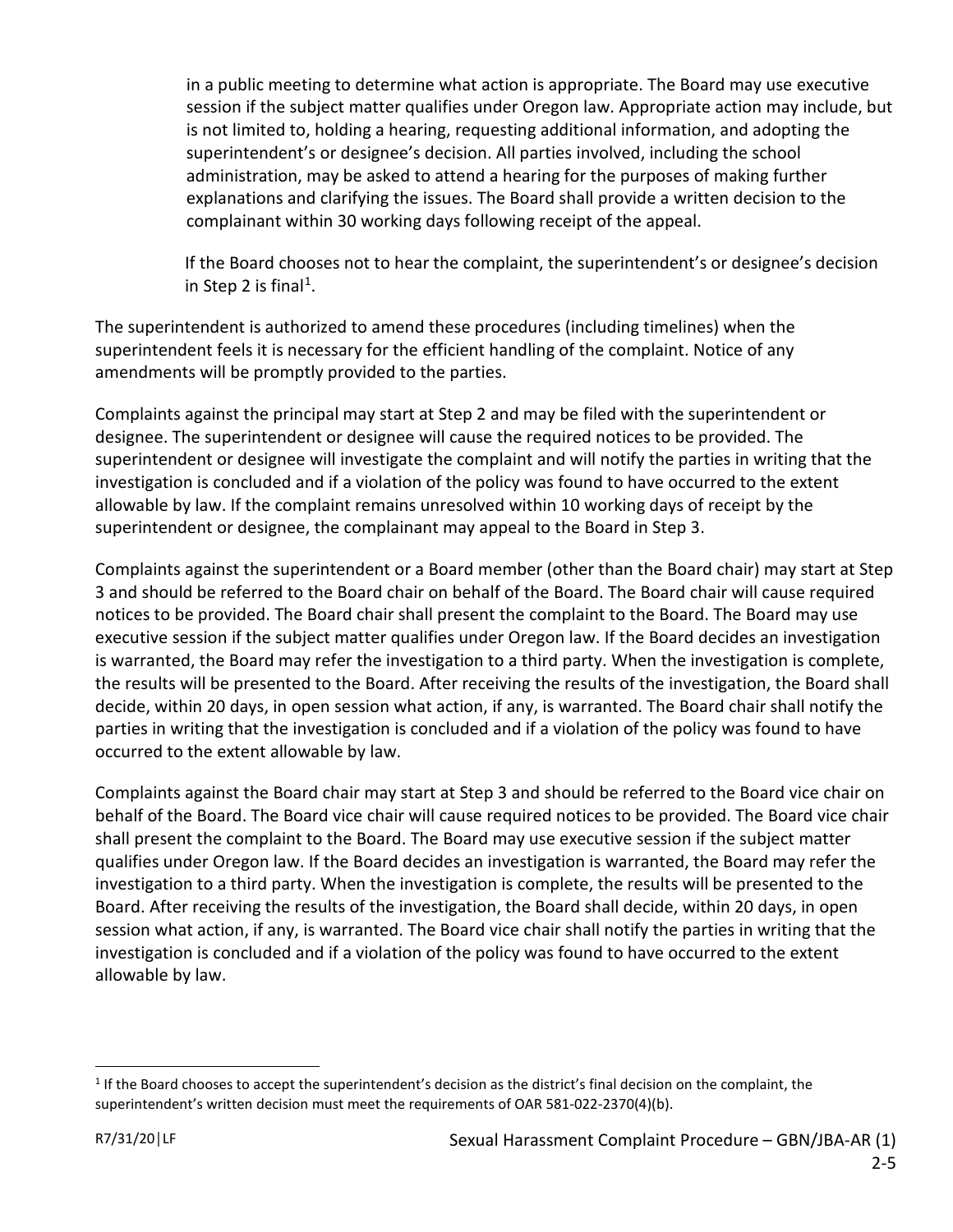in a public meeting to determine what action is appropriate. The Board may use executive session if the subject matter qualifies under Oregon law. Appropriate action may include, but is not limited to, holding a hearing, requesting additional information, and adopting the superintendent's or designee's decision. All parties involved, including the school administration, may be asked to attend a hearing for the purposes of making further explanations and clarifying the issues. The Board shall provide a written decision to the complainant within 30 working days following receipt of the appeal.

If the Board chooses not to hear the complaint, the superintendent's or designee's decision in Step 2 is final[1].

The superintendent is authorized to amend these procedures (including timelines) when the superintendent feels it is necessary for the efficient handling of the complaint. Notice of any amendments will be promptly provided to the parties.

Complaints against the principal may start at Step 2 and may be filed with the superintendent or designee. The superintendent or designee will cause the required notices to be provided. The superintendent or designee will investigate the complaint and will notify the parties in writing that the investigation is concluded and if a violation of the policy was found to have occurred to the extent allowable by law. If the complaint remains unresolved within 10 working days of receipt by the superintendent or designee, the complainant may appeal to the Board in Step 3.

Complaints against the superintendent or a Board member (other than the Board chair) may start at Step 3 and should be referred to the Board chair on behalf of the Board. The Board chair will cause required notices to be provided. The Board chair shall present the complaint to the Board. The Board may use executive session if the subject matter qualifies under Oregon law. If the Board decides an investigation is warranted, the Board may refer the investigation to a third party. When the investigation is complete, the results will be presented to the Board. After receiving the results of the investigation, the Board shall decide, within 20 days, in open session what action, if any, is warranted. The Board chair shall notify the parties in writing that the investigation is concluded and if a violation of the policy was found to have occurred to the extent allowable by law.

Complaints against the Board chair may start at Step 3 and should be referred to the Board vice chair on behalf of the Board. The Board vice chair will cause required notices to be provided. The Board vice chair shall present the complaint to the Board. The Board may use executive session if the subject matter qualifies under Oregon law. If the Board decides an investigation is warranted, the Board may refer the investigation to a third party. When the investigation is complete, the results will be presented to the Board. After receiving the results of the investigation, the Board shall decide, within 20 days, in open session what action, if any, is warranted. The Board vice chair shall notify the parties in writing that the investigation is concluded and if a violation of the policy was found to have occurred to the extent allowable by law.

[1] If the Board chooses to accept the superintendent's decision as the district's final decision on the complaint, the superintendent's written decision must meet the requirements of OAR 581-022-2370(4)(b).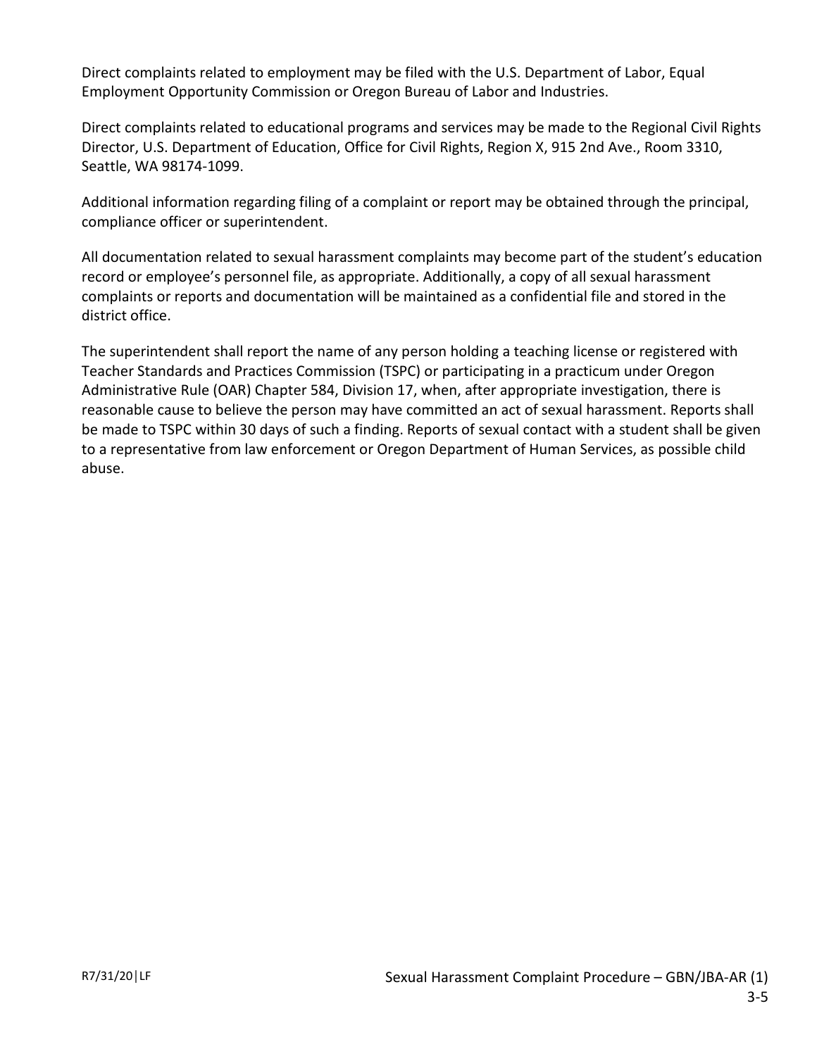Direct complaints related to employment may be filed with the U.S. Department of Labor, Equal Employment Opportunity Commission or Oregon Bureau of Labor and Industries.

Direct complaints related to educational programs and services may be made to the Regional Civil Rights Director, U.S. Department of Education, Office for Civil Rights, Region X, 915 2nd Ave., Room 3310, Seattle, WA 98174-1099.

Additional information regarding filing of a complaint or report may be obtained through the principal, compliance officer or superintendent.

All documentation related to sexual harassment complaints may become part of the student's education record or employee's personnel file, as appropriate. Additionally, a copy of all sexual harassment complaints or reports and documentation will be maintained as a confidential file and stored in the district office.

The superintendent shall report the name of any person holding a teaching license or registered with Teacher Standards and Practices Commission (TSPC) or participating in a practicum under Oregon Administrative Rule (OAR) Chapter 584, Division 17, when, after appropriate investigation, there is reasonable cause to believe the person may have committed an act of sexual harassment. Reports shall be made to TSPC within 30 days of such a finding. Reports of sexual contact with a student shall be given to a representative from law enforcement or Oregon Department of Human Services, as possible child abuse.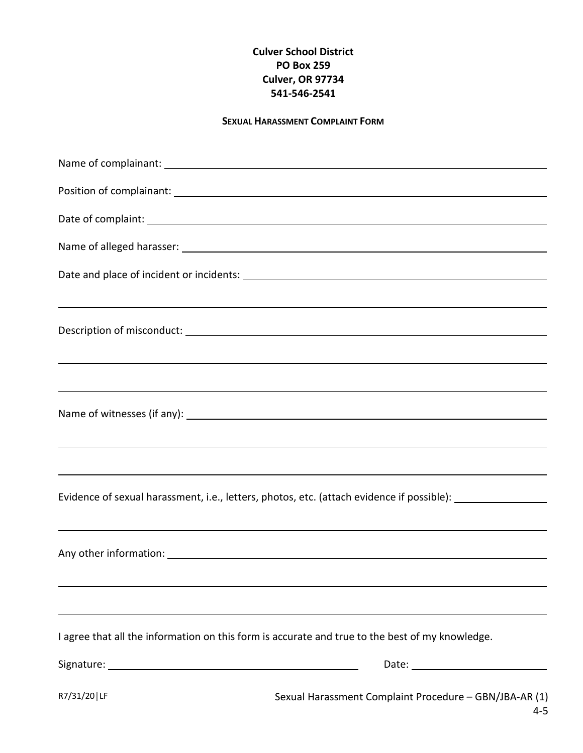**Culver School District**
**PO Box 259**
**Culver, OR 97734**
**541-546-2541**

## SEXUAL HARASSMENT COMPLAINT FORM

Name of complainant: ______________________________________________

Position of complainant: ______________________________________________

Date of complaint: ______________________________________________

Name of alleged harasser: ______________________________________________

Date and place of incident or incidents: ______________________________________________

______________________________________________

Description of misconduct: ______________________________________________

______________________________________________

______________________________________________

Name of witnesses (if any): ______________________________________________

______________________________________________

______________________________________________

Evidence of sexual harassment, i.e., letters, photos, etc. (attach evidence if possible): ________________

______________________________________________

Any other information: ______________________________________________

______________________________________________

______________________________________________

I agree that all the information on this form is accurate and true to the best of my knowledge.

Signature: ______________________________ Date: ____________________

R7/31/20|LF

Sexual Harassment Complaint Procedure – GBN/JBA-AR (1)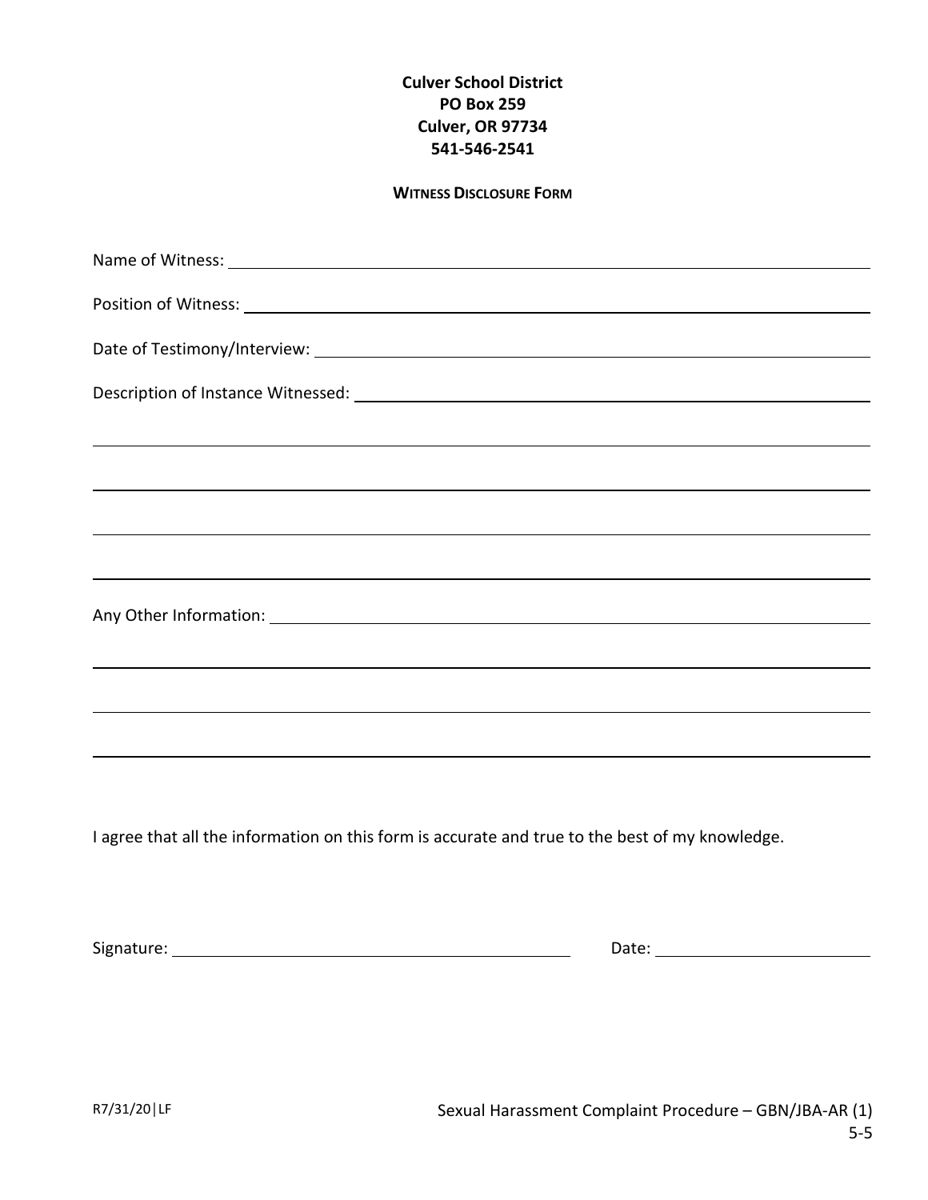**Culver School District**
**PO Box 259**
**Culver, OR 97734**
**541-546-2541**

**WITNESS DISCLOSURE FORM**

Name of Witness: ______________________________________________

Position of Witness: ______________________________________________

Date of Testimony/Interview: ______________________________________________

Description of Instance Witnessed: ______________________________________________

______________________________________________

______________________________________________

______________________________________________

______________________________________________

Any Other Information: ______________________________________________

______________________________________________

______________________________________________

______________________________________________

I agree that all the information on this form is accurate and true to the best of my knowledge.

Signature: ______________________________ Date: ____________________

R7/31/20|LF

Sexual Harassment Complaint Procedure – GBN/JBA-AR (1)